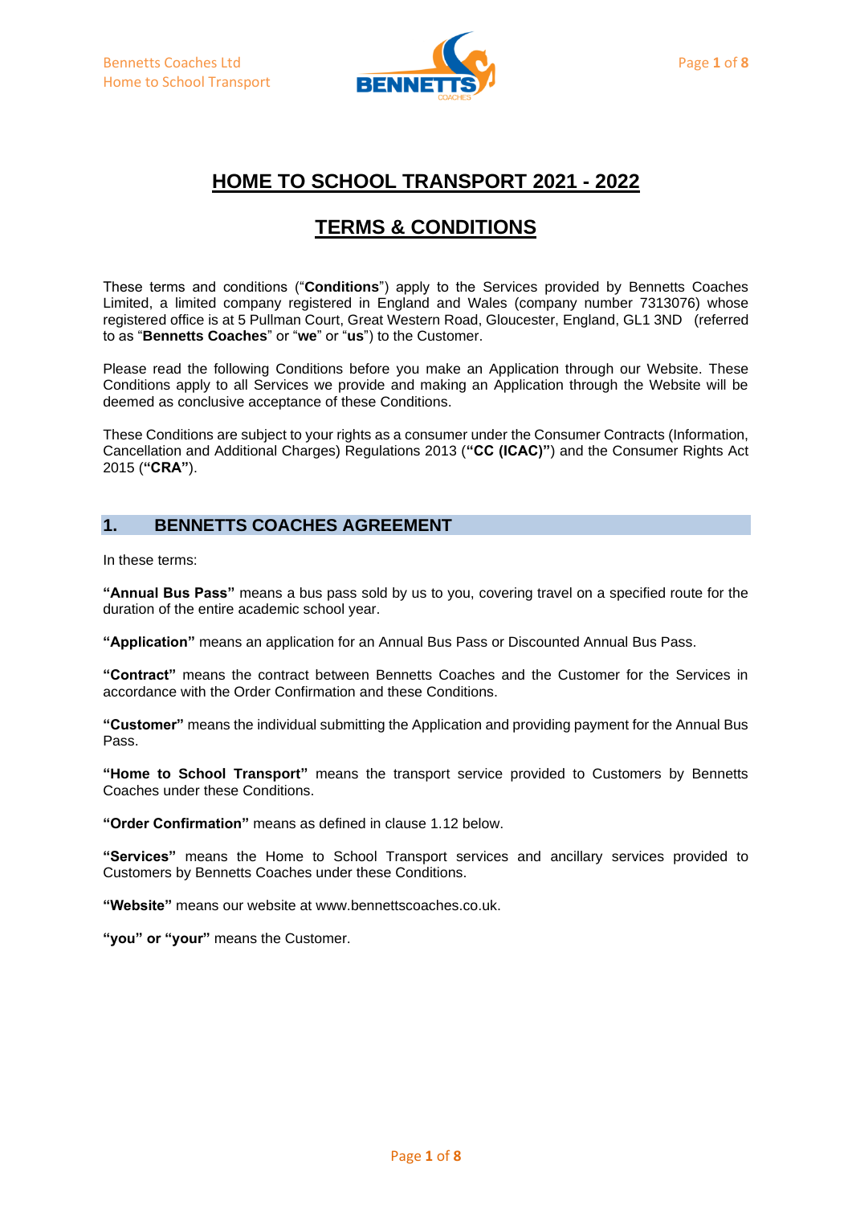# HOME TO SCHOOL TRANSPORT 2021 - 2022

# TERMS & CONDITIONS

These terms and conditions ("**Conditions**") apply to the Services provided by Bennetts Coaches Limited, a limited company registered in England and Wales (company number 7313076) whose registered office is at 5 Pullman Court, Great Western Road, Gloucester, England, GL1 3ND (referred to as "**Bennetts Coaches**" or "**we**" or "**us**") to the Customer.

Please read the following Conditions before you make an Application through our Website. These Conditions apply to all Services we provide and making an Application through the Website will be deemed as conclusive acceptance of these Conditions.

These Conditions are subject to your rights as a consumer under the Consumer Contracts (Information, Cancellation and Additional Charges) Regulations 2013 (**"CC (ICAC)"**) and the Consumer Rights Act 2015 (**"CRA"**).

## 1. BENNETTS COACHES AGREEMENT

In these terms:

**"Annual Bus Pass"** means a bus pass sold by us to you, covering travel on a specified route for the duration of the entire academic school year.

**"Application"** means an application for an Annual Bus Pass or Discounted Annual Bus Pass.

**"Contract"** means the contract between Bennetts Coaches and the Customer for the Services in accordance with the Order Confirmation and these Conditions.

**"Customer"** means the individual submitting the Application and providing payment for the Annual Bus Pass.

**"Home to School Transport"** means the transport service provided to Customers by Bennetts Coaches under these Conditions.

**"Order Confirmation"** means as defined in clause 1.12 below.

**"Services"** means the Home to School Transport services and ancillary services provided to Customers by Bennetts Coaches under these Conditions.

**"Website"** means our website at www.bennettscoaches.co.uk.

**"you" or "your"** means the Customer.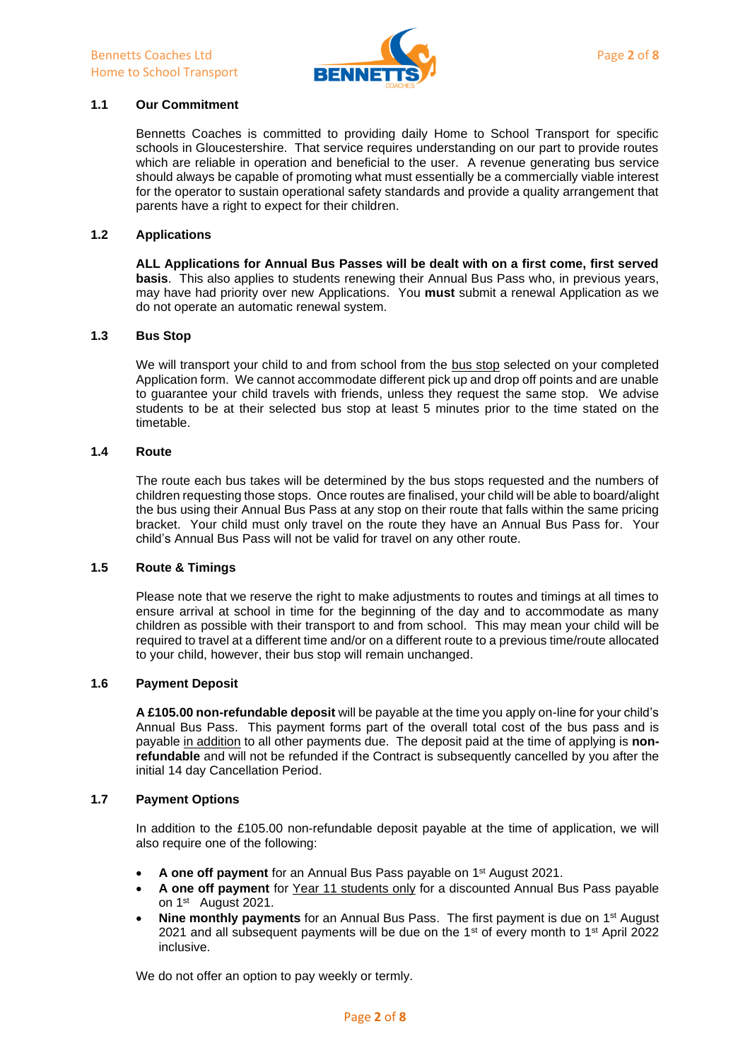### 1.1 Our Commitment

Bennetts Coaches is committed to providing daily Home to School Transport for specific schools in Gloucestershire. That service requires understanding on our part to provide routes which are reliable in operation and beneficial to the user. A revenue generating bus service should always be capable of promoting what must essentially be a commercially viable interest for the operator to sustain operational safety standards and provide a quality arrangement that parents have a right to expect for their children.

### 1.2 Applications

**ALL Applications for Annual Bus Passes will be dealt with on a first come, first served basis**. This also applies to students renewing their Annual Bus Pass who, in previous years, may have had priority over new Applications. You **must** submit a renewal Application as we do not operate an automatic renewal system.

### 1.3 Bus Stop

We will transport your child to and from school from the bus stop selected on your completed Application form. We cannot accommodate different pick up and drop off points and are unable to guarantee your child travels with friends, unless they request the same stop. We advise students to be at their selected bus stop at least 5 minutes prior to the time stated on the timetable.

### 1.4 Route

The route each bus takes will be determined by the bus stops requested and the numbers of children requesting those stops. Once routes are finalised, your child will be able to board/alight the bus using their Annual Bus Pass at any stop on their route that falls within the same pricing bracket. Your child must only travel on the route they have an Annual Bus Pass for. Your child's Annual Bus Pass will not be valid for travel on any other route.

### 1.5 Route & Timings

Please note that we reserve the right to make adjustments to routes and timings at all times to ensure arrival at school in time for the beginning of the day and to accommodate as many children as possible with their transport to and from school. This may mean your child will be required to travel at a different time and/or on a different route to a previous time/route allocated to your child, however, their bus stop will remain unchanged.

### 1.6 Payment Deposit

**A £105.00 non-refundable deposit** will be payable at the time you apply on-line for your child's Annual Bus Pass. This payment forms part of the overall total cost of the bus pass and is payable in addition to all other payments due. The deposit paid at the time of applying is **non-refundable** and will not be refunded if the Contract is subsequently cancelled by you after the initial 14 day Cancellation Period.

### 1.7 Payment Options

In addition to the £105.00 non-refundable deposit payable at the time of application, we will also require one of the following:

- **A one off payment** for an Annual Bus Pass payable on 1st August 2021.
- **A one off payment** for Year 11 students only for a discounted Annual Bus Pass payable on 1st August 2021.
- **Nine monthly payments** for an Annual Bus Pass. The first payment is due on 1st August 2021 and all subsequent payments will be due on the 1st of every month to 1st April 2022 inclusive.

We do not offer an option to pay weekly or termly.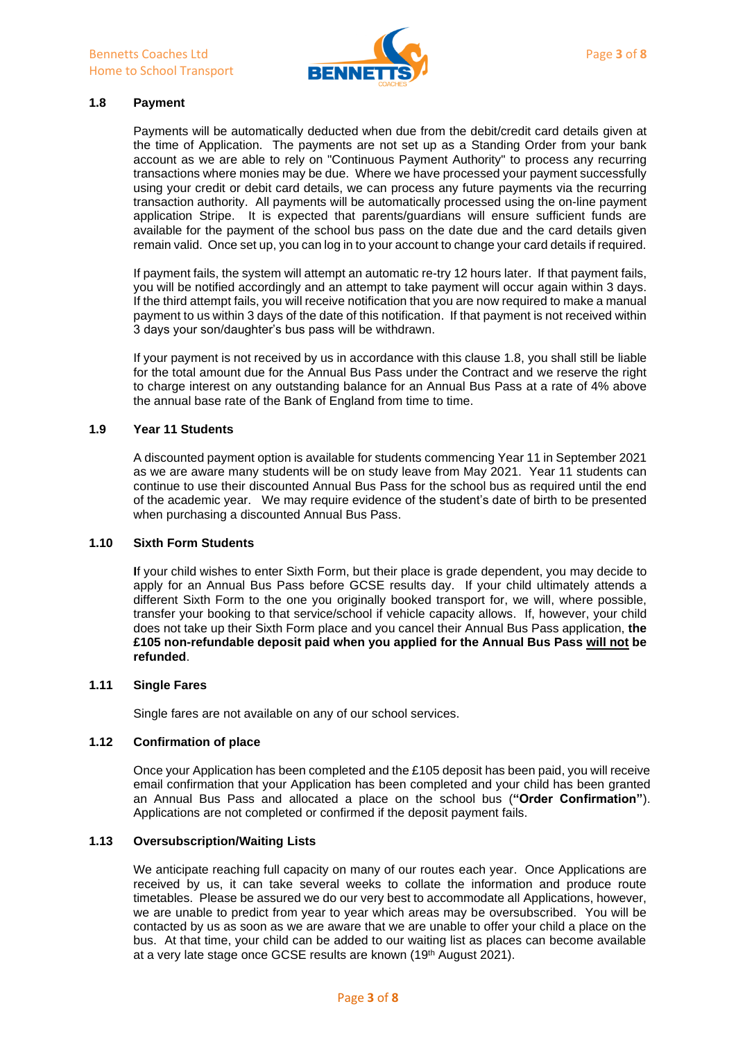### 1.8 Payment

Payments will be automatically deducted when due from the debit/credit card details given at the time of Application. The payments are not set up as a Standing Order from your bank account as we are able to rely on "Continuous Payment Authority" to process any recurring transactions where monies may be due. Where we have processed your payment successfully using your credit or debit card details, we can process any future payments via the recurring transaction authority. All payments will be automatically processed using the on-line payment application Stripe. It is expected that parents/guardians will ensure sufficient funds are available for the payment of the school bus pass on the date due and the card details given remain valid. Once set up, you can log in to your account to change your card details if required.

If payment fails, the system will attempt an automatic re-try 12 hours later. If that payment fails, you will be notified accordingly and an attempt to take payment will occur again within 3 days. If the third attempt fails, you will receive notification that you are now required to make a manual payment to us within 3 days of the date of this notification. If that payment is not received within 3 days your son/daughter's bus pass will be withdrawn.

If your payment is not received by us in accordance with this clause 1.8, you shall still be liable for the total amount due for the Annual Bus Pass under the Contract and we reserve the right to charge interest on any outstanding balance for an Annual Bus Pass at a rate of 4% above the annual base rate of the Bank of England from time to time.

### 1.9 Year 11 Students

A discounted payment option is available for students commencing Year 11 in September 2021 as we are aware many students will be on study leave from May 2021. Year 11 students can continue to use their discounted Annual Bus Pass for the school bus as required until the end of the academic year. We may require evidence of the student's date of birth to be presented when purchasing a discounted Annual Bus Pass.

### 1.10 Sixth Form Students

**I**f your child wishes to enter Sixth Form, but their place is grade dependent, you may decide to apply for an Annual Bus Pass before GCSE results day. If your child ultimately attends a different Sixth Form to the one you originally booked transport for, we will, where possible, transfer your booking to that service/school if vehicle capacity allows. If, however, your child does not take up their Sixth Form place and you cancel their Annual Bus Pass application, **the £105 non-refundable deposit paid when you applied for the Annual Bus Pass <u>will not</u> be refunded**.

### 1.11 Single Fares

Single fares are not available on any of our school services.

### 1.12 Confirmation of place

Once your Application has been completed and the £105 deposit has been paid, you will receive email confirmation that your Application has been completed and your child has been granted an Annual Bus Pass and allocated a place on the school bus (**"Order Confirmation"**). Applications are not completed or confirmed if the deposit payment fails.

### 1.13 Oversubscription/Waiting Lists

We anticipate reaching full capacity on many of our routes each year. Once Applications are received by us, it can take several weeks to collate the information and produce route timetables. Please be assured we do our very best to accommodate all Applications, however, we are unable to predict from year to year which areas may be oversubscribed. You will be contacted by us as soon as we are aware that we are unable to offer your child a place on the bus. At that time, your child can be added to our waiting list as places can become available at a very late stage once GCSE results are known (19th August 2021).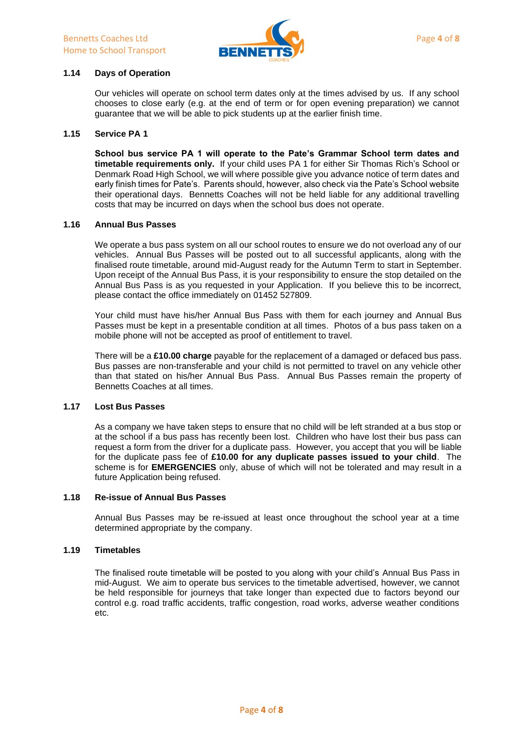### 1.14 Days of Operation

Our vehicles will operate on school term dates only at the times advised by us. If any school chooses to close early (e.g. at the end of term or for open evening preparation) we cannot guarantee that we will be able to pick students up at the earlier finish time.

### 1.15 Service PA 1

**School bus service PA 1 will operate to the Pate's Grammar School term dates and timetable requirements only.** If your child uses PA 1 for either Sir Thomas Rich's School or Denmark Road High School, we will where possible give you advance notice of term dates and early finish times for Pate's. Parents should, however, also check via the Pate's School website their operational days. Bennetts Coaches will not be held liable for any additional travelling costs that may be incurred on days when the school bus does not operate.

### 1.16 Annual Bus Passes

We operate a bus pass system on all our school routes to ensure we do not overload any of our vehicles. Annual Bus Passes will be posted out to all successful applicants, along with the finalised route timetable, around mid-August ready for the Autumn Term to start in September. Upon receipt of the Annual Bus Pass, it is your responsibility to ensure the stop detailed on the Annual Bus Pass is as you requested in your Application. If you believe this to be incorrect, please contact the office immediately on 01452 527809.

Your child must have his/her Annual Bus Pass with them for each journey and Annual Bus Passes must be kept in a presentable condition at all times. Photos of a bus pass taken on a mobile phone will not be accepted as proof of entitlement to travel.

There will be a **£10.00 charge** payable for the replacement of a damaged or defaced bus pass. Bus passes are non-transferable and your child is not permitted to travel on any vehicle other than that stated on his/her Annual Bus Pass. Annual Bus Passes remain the property of Bennetts Coaches at all times.

### 1.17 Lost Bus Passes

As a company we have taken steps to ensure that no child will be left stranded at a bus stop or at the school if a bus pass has recently been lost. Children who have lost their bus pass can request a form from the driver for a duplicate pass. However, you accept that you will be liable for the duplicate pass fee of **£10.00 for any duplicate passes issued to your child**. The scheme is for **EMERGENCIES** only, abuse of which will not be tolerated and may result in a future Application being refused.

### 1.18 Re-issue of Annual Bus Passes

Annual Bus Passes may be re-issued at least once throughout the school year at a time determined appropriate by the company.

### 1.19 Timetables

The finalised route timetable will be posted to you along with your child's Annual Bus Pass in mid-August. We aim to operate bus services to the timetable advertised, however, we cannot be held responsible for journeys that take longer than expected due to factors beyond our control e.g. road traffic accidents, traffic congestion, road works, adverse weather conditions etc.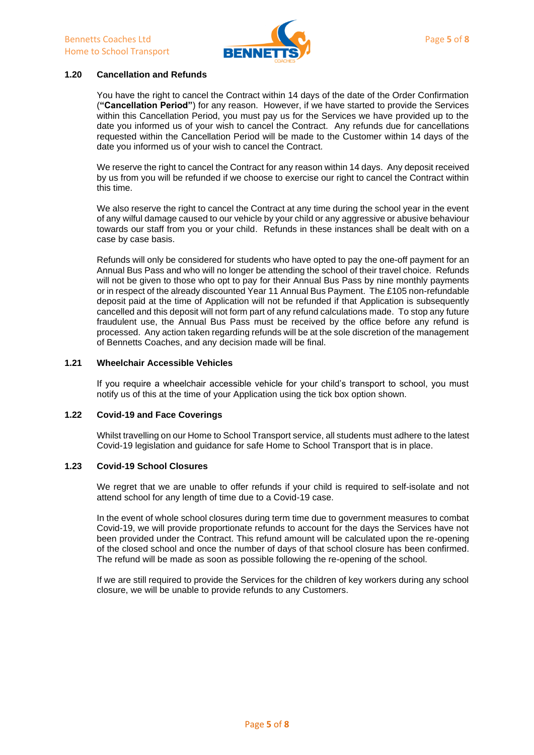### 1.20 Cancellation and Refunds

You have the right to cancel the Contract within 14 days of the date of the Order Confirmation (**"Cancellation Period"**) for any reason. However, if we have started to provide the Services within this Cancellation Period, you must pay us for the Services we have provided up to the date you informed us of your wish to cancel the Contract. Any refunds due for cancellations requested within the Cancellation Period will be made to the Customer within 14 days of the date you informed us of your wish to cancel the Contract.

We reserve the right to cancel the Contract for any reason within 14 days. Any deposit received by us from you will be refunded if we choose to exercise our right to cancel the Contract within this time.

We also reserve the right to cancel the Contract at any time during the school year in the event of any wilful damage caused to our vehicle by your child or any aggressive or abusive behaviour towards our staff from you or your child. Refunds in these instances shall be dealt with on a case by case basis.

Refunds will only be considered for students who have opted to pay the one-off payment for an Annual Bus Pass and who will no longer be attending the school of their travel choice. Refunds will not be given to those who opt to pay for their Annual Bus Pass by nine monthly payments or in respect of the already discounted Year 11 Annual Bus Payment. The £105 non-refundable deposit paid at the time of Application will not be refunded if that Application is subsequently cancelled and this deposit will not form part of any refund calculations made. To stop any future fraudulent use, the Annual Bus Pass must be received by the office before any refund is processed. Any action taken regarding refunds will be at the sole discretion of the management of Bennetts Coaches, and any decision made will be final.

### 1.21 Wheelchair Accessible Vehicles

If you require a wheelchair accessible vehicle for your child's transport to school, you must notify us of this at the time of your Application using the tick box option shown.

### 1.22 Covid-19 and Face Coverings

Whilst travelling on our Home to School Transport service, all students must adhere to the latest Covid-19 legislation and guidance for safe Home to School Transport that is in place.

### 1.23 Covid-19 School Closures

We regret that we are unable to offer refunds if your child is required to self-isolate and not attend school for any length of time due to a Covid-19 case.

In the event of whole school closures during term time due to government measures to combat Covid-19, we will provide proportionate refunds to account for the days the Services have not been provided under the Contract. This refund amount will be calculated upon the re-opening of the closed school and once the number of days of that school closure has been confirmed. The refund will be made as soon as possible following the re-opening of the school.

If we are still required to provide the Services for the children of key workers during any school closure, we will be unable to provide refunds to any Customers.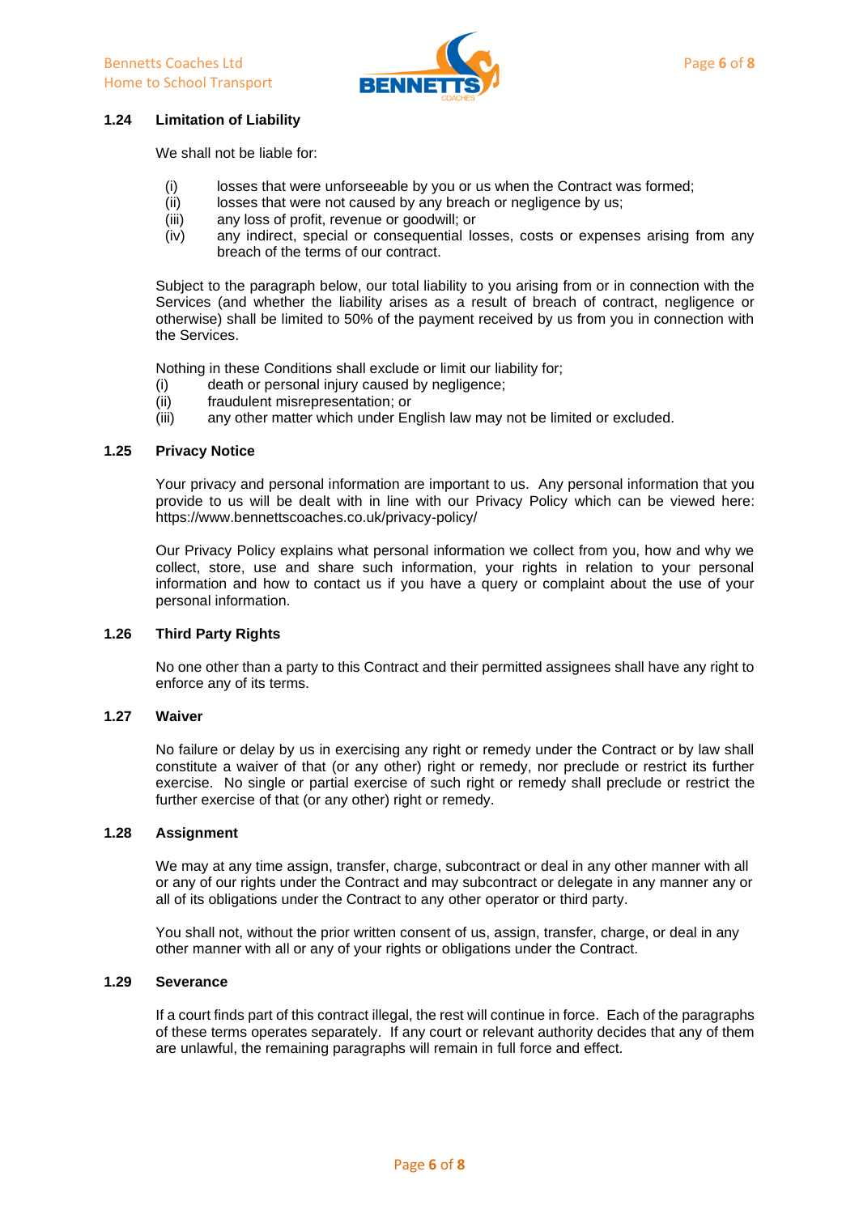### 1.24 Limitation of Liability

We shall not be liable for:

- (i) losses that were unforseeable by you or us when the Contract was formed;
- (ii) losses that were not caused by any breach or negligence by us;
- (iii) any loss of profit, revenue or goodwill; or
- (iv) any indirect, special or consequential losses, costs or expenses arising from any breach of the terms of our contract.

Subject to the paragraph below, our total liability to you arising from or in connection with the Services (and whether the liability arises as a result of breach of contract, negligence or otherwise) shall be limited to 50% of the payment received by us from you in connection with the Services.

Nothing in these Conditions shall exclude or limit our liability for;

- (i) death or personal injury caused by negligence;
- (ii) fraudulent misrepresentation; or
- (iii) any other matter which under English law may not be limited or excluded.

### 1.25 Privacy Notice

Your privacy and personal information are important to us. Any personal information that you provide to us will be dealt with in line with our Privacy Policy which can be viewed here: https://www.bennettscoaches.co.uk/privacy-policy/

Our Privacy Policy explains what personal information we collect from you, how and why we collect, store, use and share such information, your rights in relation to your personal information and how to contact us if you have a query or complaint about the use of your personal information.

### 1.26 Third Party Rights

No one other than a party to this Contract and their permitted assignees shall have any right to enforce any of its terms.

### 1.27 Waiver

No failure or delay by us in exercising any right or remedy under the Contract or by law shall constitute a waiver of that (or any other) right or remedy, nor preclude or restrict its further exercise. No single or partial exercise of such right or remedy shall preclude or restrict the further exercise of that (or any other) right or remedy.

### 1.28 Assignment

We may at any time assign, transfer, charge, subcontract or deal in any other manner with all or any of our rights under the Contract and may subcontract or delegate in any manner any or all of its obligations under the Contract to any other operator or third party.

You shall not, without the prior written consent of us, assign, transfer, charge, or deal in any other manner with all or any of your rights or obligations under the Contract.

### 1.29 Severance

If a court finds part of this contract illegal, the rest will continue in force. Each of the paragraphs of these terms operates separately. If any court or relevant authority decides that any of them are unlawful, the remaining paragraphs will remain in full force and effect.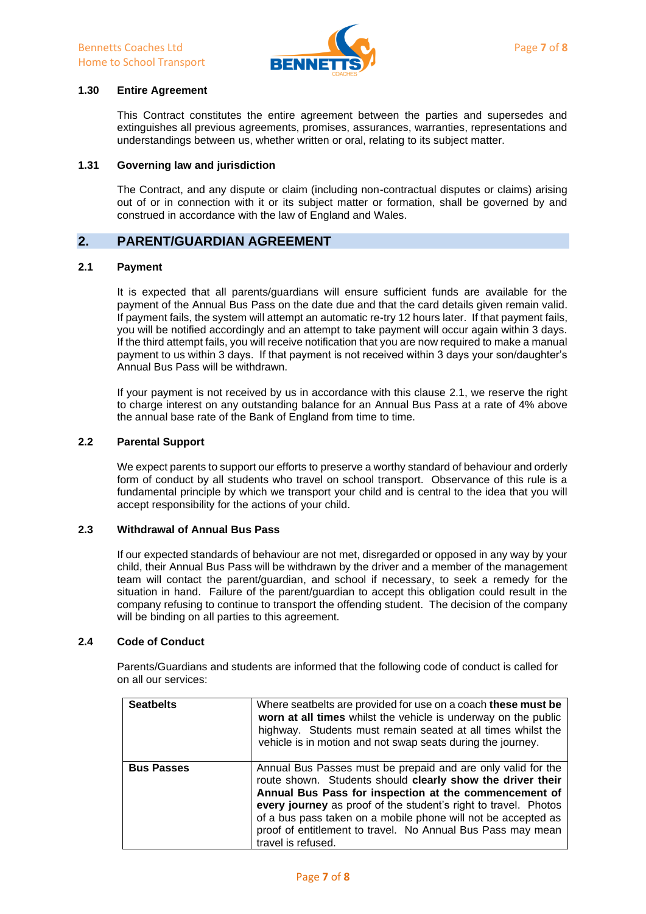### 1.30 Entire Agreement

This Contract constitutes the entire agreement between the parties and supersedes and extinguishes all previous agreements, promises, assurances, warranties, representations and understandings between us, whether written or oral, relating to its subject matter.

### 1.31 Governing law and jurisdiction

The Contract, and any dispute or claim (including non-contractual disputes or claims) arising out of or in connection with it or its subject matter or formation, shall be governed by and construed in accordance with the law of England and Wales.

## 2. PARENT/GUARDIAN AGREEMENT

### 2.1 Payment

It is expected that all parents/guardians will ensure sufficient funds are available for the payment of the Annual Bus Pass on the date due and that the card details given remain valid. If payment fails, the system will attempt an automatic re-try 12 hours later. If that payment fails, you will be notified accordingly and an attempt to take payment will occur again within 3 days. If the third attempt fails, you will receive notification that you are now required to make a manual payment to us within 3 days. If that payment is not received within 3 days your son/daughter's Annual Bus Pass will be withdrawn.

If your payment is not received by us in accordance with this clause 2.1, we reserve the right to charge interest on any outstanding balance for an Annual Bus Pass at a rate of 4% above the annual base rate of the Bank of England from time to time.

### 2.2 Parental Support

We expect parents to support our efforts to preserve a worthy standard of behaviour and orderly form of conduct by all students who travel on school transport. Observance of this rule is a fundamental principle by which we transport your child and is central to the idea that you will accept responsibility for the actions of your child.

### 2.3 Withdrawal of Annual Bus Pass

If our expected standards of behaviour are not met, disregarded or opposed in any way by your child, their Annual Bus Pass will be withdrawn by the driver and a member of the management team will contact the parent/guardian, and school if necessary, to seek a remedy for the situation in hand. Failure of the parent/guardian to accept this obligation could result in the company refusing to continue to transport the offending student. The decision of the company will be binding on all parties to this agreement.

### 2.4 Code of Conduct

Parents/Guardians and students are informed that the following code of conduct is called for on all our services:

| | |
|---|---|
| **Seatbelts** | Where seatbelts are provided for use on a coach **these must be worn at all times** whilst the vehicle is underway on the public highway. Students must remain seated at all times whilst the vehicle is in motion and not swap seats during the journey. |
| **Bus Passes** | Annual Bus Passes must be prepaid and are only valid for the route shown. Students should **clearly show the driver their Annual Bus Pass for inspection at the commencement of every journey** as proof of the student's right to travel. Photos of a bus pass taken on a mobile phone will not be accepted as proof of entitlement to travel. No Annual Bus Pass may mean travel is refused. |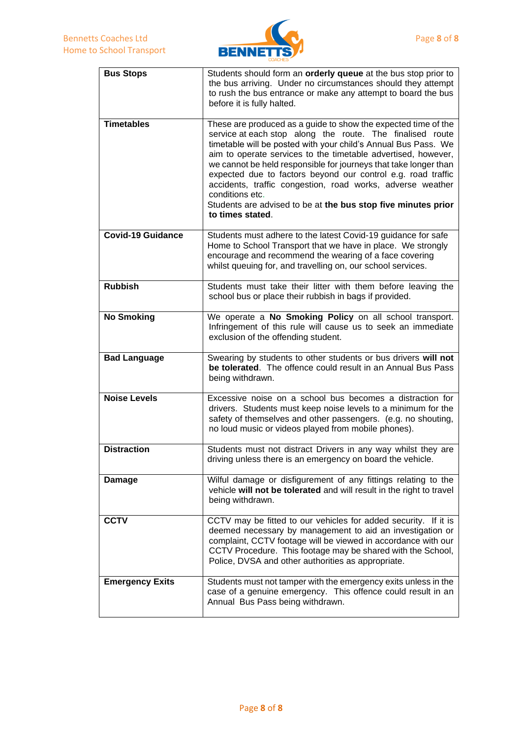| | |
|---|---|
| **Bus Stops** | Students should form an **orderly queue** at the bus stop prior to the bus arriving. Under no circumstances should they attempt to rush the bus entrance or make any attempt to board the bus before it is fully halted. |
| **Timetables** | These are produced as a guide to show the expected time of the service at each stop along the route. The finalised route timetable will be posted with your child's Annual Bus Pass. We aim to operate services to the timetable advertised, however, we cannot be held responsible for journeys that take longer than expected due to factors beyond our control e.g. road traffic accidents, traffic congestion, road works, adverse weather conditions etc. Students are advised to be at **the bus stop five minutes prior to times stated**. |
| **Covid-19 Guidance** | Students must adhere to the latest Covid-19 guidance for safe Home to School Transport that we have in place. We strongly encourage and recommend the wearing of a face covering whilst queuing for, and travelling on, our school services. |
| **Rubbish** | Students must take their litter with them before leaving the school bus or place their rubbish in bags if provided. |
| **No Smoking** | We operate a **No Smoking Policy** on all school transport. Infringement of this rule will cause us to seek an immediate exclusion of the offending student. |
| **Bad Language** | Swearing by students to other students or bus drivers **will not be tolerated**. The offence could result in an Annual Bus Pass being withdrawn. |
| **Noise Levels** | Excessive noise on a school bus becomes a distraction for drivers. Students must keep noise levels to a minimum for the safety of themselves and other passengers. (e.g. no shouting, no loud music or videos played from mobile phones). |
| **Distraction** | Students must not distract Drivers in any way whilst they are driving unless there is an emergency on board the vehicle. |
| **Damage** | Wilful damage or disfigurement of any fittings relating to the vehicle **will not be tolerated** and will result in the right to travel being withdrawn. |
| **CCTV** | CCTV may be fitted to our vehicles for added security. If it is deemed necessary by management to aid an investigation or complaint, CCTV footage will be viewed in accordance with our CCTV Procedure. This footage may be shared with the School, Police, DVSA and other authorities as appropriate. |
| **Emergency Exits** | Students must not tamper with the emergency exits unless in the case of a genuine emergency. This offence could result in an Annual Bus Pass being withdrawn. |